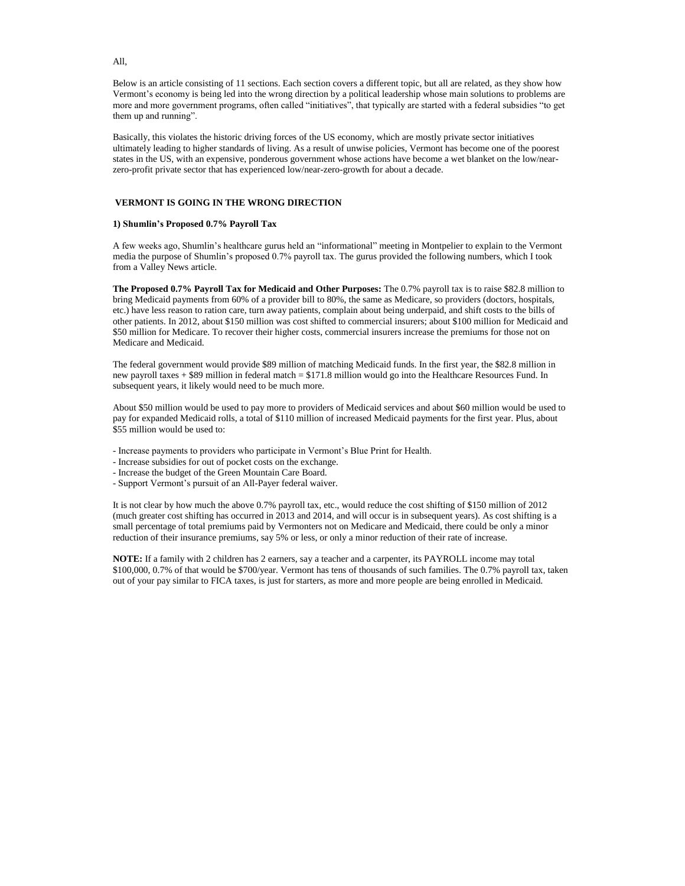All,

Below is an article consisting of 11 sections. Each section covers a different topic, but all are related, as they show how Vermont's economy is being led into the wrong direction by a political leadership whose main solutions to problems are more and more government programs, often called "initiatives", that typically are started with a federal subsidies "to get them up and running".

Basically, this violates the historic driving forces of the US economy, which are mostly private sector initiatives ultimately leading to higher standards of living. As a result of unwise policies, Vermont has become one of the poorest states in the US, with an expensive, ponderous government whose actions have become a wet blanket on the low/near-zero-profit private sector that has experienced low/near-zero-growth for about a decade.

## VERMONT IS GOING IN THE WRONG DIRECTION

### 1) Shumlin's Proposed 0.7% Payroll Tax

A few weeks ago, Shumlin's healthcare gurus held an "informational" meeting in Montpelier to explain to the Vermont media the purpose of Shumlin's proposed 0.7% payroll tax. The gurus provided the following numbers, which I took from a Valley News article.

**The Proposed 0.7% Payroll Tax for Medicaid and Other Purposes:** The 0.7% payroll tax is to raise $82.8 million to bring Medicaid payments from 60% of a provider bill to 80%, the same as Medicare, so providers (doctors, hospitals, etc.) have less reason to ration care, turn away patients, complain about being underpaid, and shift costs to the bills of other patients. In 2012, about $150 million was cost shifted to commercial insurers; about $100 million for Medicaid and $50 million for Medicare. To recover their higher costs, commercial insurers increase the premiums for those not on Medicare and Medicaid.

The federal government would provide $89 million of matching Medicaid funds. In the first year, the $82.8 million in new payroll taxes + $89 million in federal match = $171.8 million would go into the Healthcare Resources Fund. In subsequent years, it likely would need to be much more.

About $50 million would be used to pay more to providers of Medicaid services and about $60 million would be used to pay for expanded Medicaid rolls, a total of $110 million of increased Medicaid payments for the first year. Plus, about $55 million would be used to:

- Increase payments to providers who participate in Vermont's Blue Print for Health.
- Increase subsidies for out of pocket costs on the exchange.
- Increase the budget of the Green Mountain Care Board.
- Support Vermont's pursuit of an All-Payer federal waiver.

It is not clear by how much the above 0.7% payroll tax, etc., would reduce the cost shifting of $150 million of 2012 (much greater cost shifting has occurred in 2013 and 2014, and will occur is in subsequent years). As cost shifting is a small percentage of total premiums paid by Vermonters not on Medicare and Medicaid, there could be only a minor reduction of their insurance premiums, say 5% or less, or only a minor reduction of their rate of increase.

**NOTE:** If a family with 2 children has 2 earners, say a teacher and a carpenter, its PAYROLL income may total $100,000, 0.7% of that would be $700/year. Vermont has tens of thousands of such families. The 0.7% payroll tax, taken out of your pay similar to FICA taxes, is just for starters, as more and more people are being enrolled in Medicaid.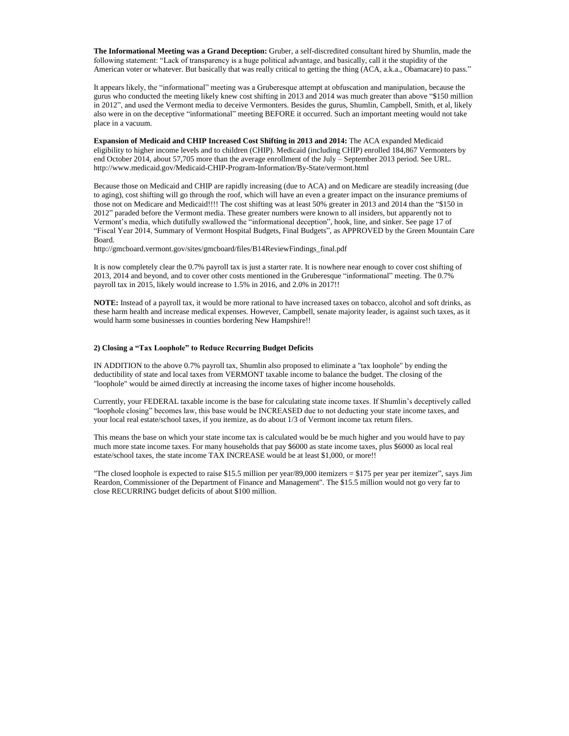**The Informational Meeting was a Grand Deception:** Gruber, a self-discredited consultant hired by Shumlin, made the following statement: "Lack of transparency is a huge political advantage, and basically, call it the stupidity of the American voter or whatever. But basically that was really critical to getting the thing (ACA, a.k.a., Obamacare) to pass."

It appears likely, the "informational" meeting was a Gruberesque attempt at obfuscation and manipulation, because the gurus who conducted the meeting likely knew cost shifting in 2013 and 2014 was much greater than above "$150 million in 2012", and used the Vermont media to deceive Vermonters. Besides the gurus, Shumlin, Campbell, Smith, et al, likely also were in on the deceptive "informational" meeting BEFORE it occurred. Such an important meeting would not take place in a vacuum.

**Expansion of Medicaid and CHIP Increased Cost Shifting in 2013 and 2014:** The ACA expanded Medicaid eligibility to higher income levels and to children (CHIP). Medicaid (including CHIP) enrolled 184,867 Vermonters by end October 2014, about 57,705 more than the average enrollment of the July – September 2013 period. See URL. http://www.medicaid.gov/Medicaid-CHIP-Program-Information/By-State/vermont.html

Because those on Medicaid and CHIP are rapidly increasing (due to ACA) and on Medicare are steadily increasing (due to aging), cost shifting will go through the roof, which will have an even a greater impact on the insurance premiums of those not on Medicare and Medicaid!!!! The cost shifting was at least 50% greater in 2013 and 2014 than the "$150 in 2012" paraded before the Vermont media. These greater numbers were known to all insiders, but apparently not to Vermont's media, which dutifully swallowed the "informational deception", hook, line, and sinker. See page 17 of "Fiscal Year 2014, Summary of Vermont Hospital Budgets, Final Budgets", as APPROVED by the Green Mountain Care Board.
http://gmcboard.vermont.gov/sites/gmcboard/files/B14ReviewFindings_final.pdf

It is now completely clear the 0.7% payroll tax is just a starter rate. It is nowhere near enough to cover cost shifting of 2013, 2014 and beyond, and to cover other costs mentioned in the Gruberesque "informational" meeting. The 0.7% payroll tax in 2015, likely would increase to 1.5% in 2016, and 2.0% in 2017!!

**NOTE:** Instead of a payroll tax, it would be more rational to have increased taxes on tobacco, alcohol and soft drinks, as these harm health and increase medical expenses. However, Campbell, senate majority leader, is against such taxes, as it would harm some businesses in counties bordering New Hampshire!!

**2) Closing a "Tax Loophole" to Reduce Recurring Budget Deficits**

IN ADDITION to the above 0.7% payroll tax, Shumlin also proposed to eliminate a "tax loophole" by ending the deductibility of state and local taxes from VERMONT taxable income to balance the budget. The closing of the "loophole" would be aimed directly at increasing the income taxes of higher income households.

Currently, your FEDERAL taxable income is the base for calculating state income taxes. If Shumlin's deceptively called "loophole closing" becomes law, this base would be INCREASED due to not deducting your state income taxes, and your local real estate/school taxes, if you itemize, as do about 1/3 of Vermont income tax return filers.

This means the base on which your state income tax is calculated would be be much higher and you would have to pay much more state income taxes. For many households that pay $6000 as state income taxes, plus $6000 as local real estate/school taxes, the state income TAX INCREASE would be at least $1,000, or more!!

"The closed loophole is expected to raise $15.5 million per year/89,000 itemizers = $175 per year per itemizer", says Jim Reardon, Commissioner of the Department of Finance and Management". The $15.5 million would not go very far to close RECURRING budget deficits of about $100 million.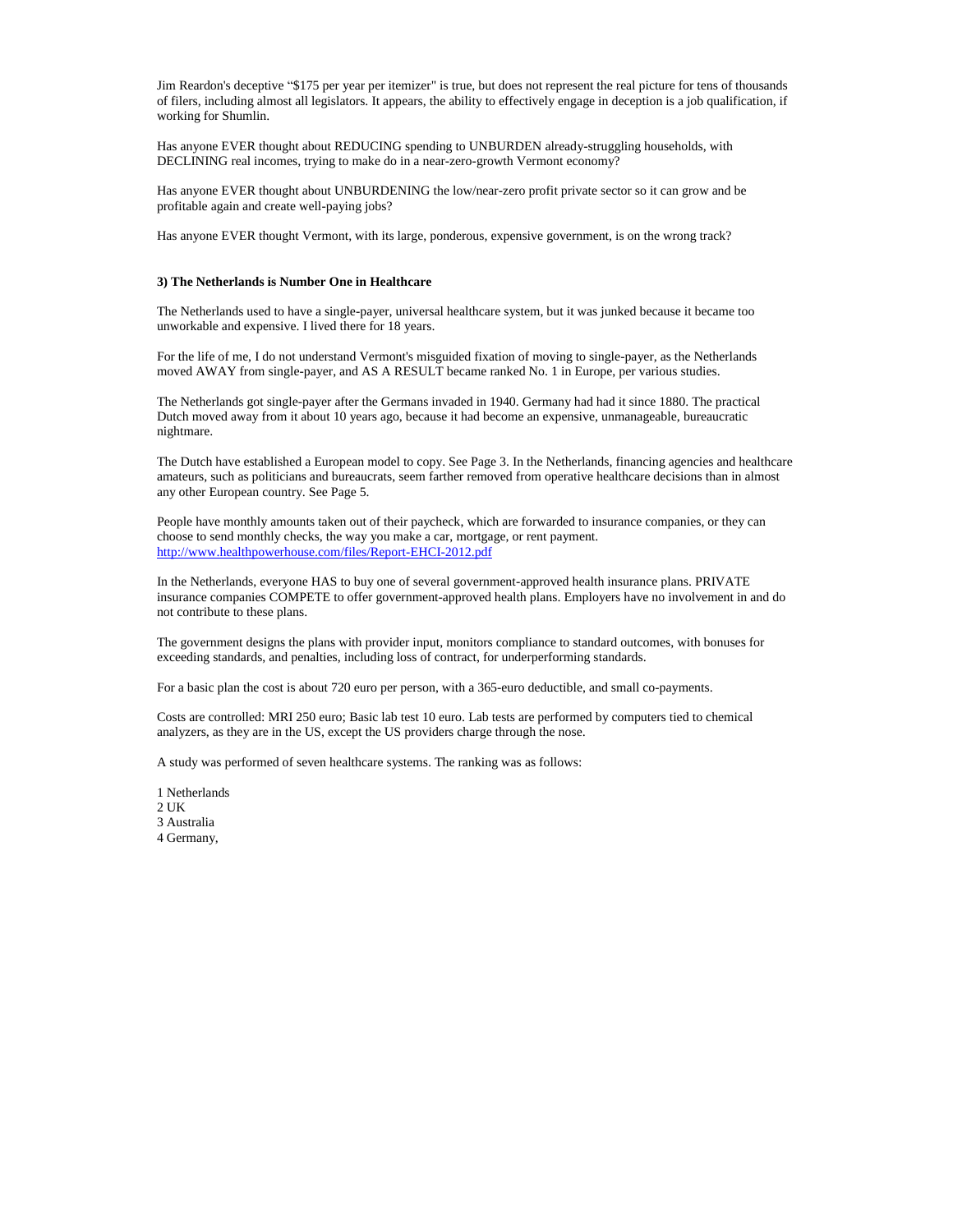Jim Reardon's deceptive "$175 per year per itemizer" is true, but does not represent the real picture for tens of thousands of filers, including almost all legislators. It appears, the ability to effectively engage in deception is a job qualification, if working for Shumlin.

Has anyone EVER thought about REDUCING spending to UNBURDEN already-struggling households, with DECLINING real incomes, trying to make do in a near-zero-growth Vermont economy?

Has anyone EVER thought about UNBURDENING the low/near-zero profit private sector so it can grow and be profitable again and create well-paying jobs?

Has anyone EVER thought Vermont, with its large, ponderous, expensive government, is on the wrong track?

### 3) The Netherlands is Number One in Healthcare

The Netherlands used to have a single-payer, universal healthcare system, but it was junked because it became too unworkable and expensive. I lived there for 18 years.

For the life of me, I do not understand Vermont's misguided fixation of moving to single-payer, as the Netherlands moved AWAY from single-payer, and AS A RESULT became ranked No. 1 in Europe, per various studies.

The Netherlands got single-payer after the Germans invaded in 1940. Germany had had it since 1880. The practical Dutch moved away from it about 10 years ago, because it had become an expensive, unmanageable, bureaucratic nightmare.

The Dutch have established a European model to copy. See Page 3. In the Netherlands, financing agencies and healthcare amateurs, such as politicians and bureaucrats, seem farther removed from operative healthcare decisions than in almost any other European country. See Page 5.

People have monthly amounts taken out of their paycheck, which are forwarded to insurance companies, or they can choose to send monthly checks, the way you make a car, mortgage, or rent payment.
http://www.healthpowerhouse.com/files/Report-EHCI-2012.pdf

In the Netherlands, everyone HAS to buy one of several government-approved health insurance plans. PRIVATE insurance companies COMPETE to offer government-approved health plans. Employers have no involvement in and do not contribute to these plans.

The government designs the plans with provider input, monitors compliance to standard outcomes, with bonuses for exceeding standards, and penalties, including loss of contract, for underperforming standards.

For a basic plan the cost is about 720 euro per person, with a 365-euro deductible, and small co-payments.

Costs are controlled: MRI 250 euro; Basic lab test 10 euro. Lab tests are performed by computers tied to chemical analyzers, as they are in the US, except the US providers charge through the nose.

A study was performed of seven healthcare systems. The ranking was as follows:

1 Netherlands
2 UK
3 Australia
4 Germany,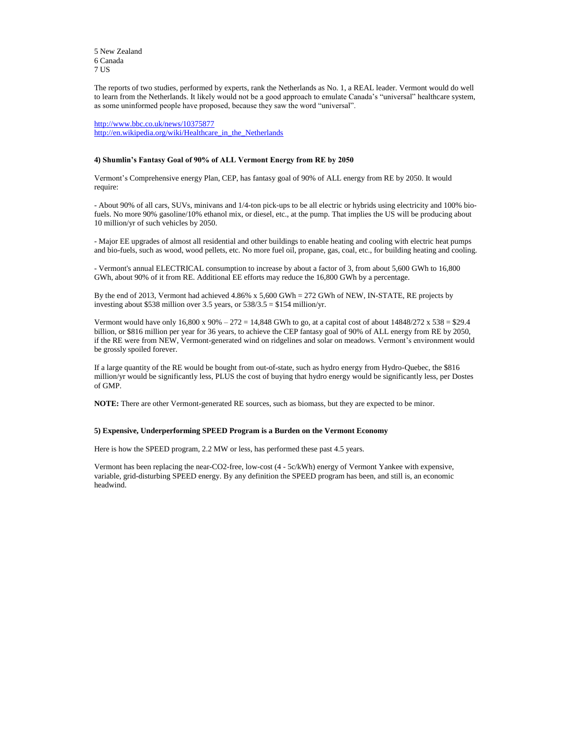5 New Zealand
6 Canada
7 US

The reports of two studies, performed by experts, rank the Netherlands as No. 1, a REAL leader. Vermont would do well to learn from the Netherlands. It likely would not be a good approach to emulate Canada's "universal" healthcare system, as some uninformed people have proposed, because they saw the word "universal".

http://www.bbc.co.uk/news/10375877
http://en.wikipedia.org/wiki/Healthcare_in_the_Netherlands

**4) Shumlin's Fantasy Goal of 90% of ALL Vermont Energy from RE by 2050**

Vermont's Comprehensive energy Plan, CEP, has fantasy goal of 90% of ALL energy from RE by 2050. It would require:

- About 90% of all cars, SUVs, minivans and 1/4-ton pick-ups to be all electric or hybrids using electricity and 100% bio-fuels. No more 90% gasoline/10% ethanol mix, or diesel, etc., at the pump. That implies the US will be producing about 10 million/yr of such vehicles by 2050.

- Major EE upgrades of almost all residential and other buildings to enable heating and cooling with electric heat pumps and bio-fuels, such as wood, wood pellets, etc. No more fuel oil, propane, gas, coal, etc., for building heating and cooling.

- Vermont's annual ELECTRICAL consumption to increase by about a factor of 3, from about 5,600 GWh to 16,800 GWh, about 90% of it from RE. Additional EE efforts may reduce the 16,800 GWh by a percentage.

By the end of 2013, Vermont had achieved 4.86% x 5,600 GWh = 272 GWh of NEW, IN-STATE, RE projects by investing about $538 million over 3.5 years, or 538/3.5 = $154 million/yr.

Vermont would have only 16,800 x 90% – 272 = 14,848 GWh to go, at a capital cost of about 14848/272 x 538 = $29.4 billion, or $816 million per year for 36 years, to achieve the CEP fantasy goal of 90% of ALL energy from RE by 2050, if the RE were from NEW, Vermont-generated wind on ridgelines and solar on meadows. Vermont's environment would be grossly spoiled forever.

If a large quantity of the RE would be bought from out-of-state, such as hydro energy from Hydro-Quebec, the $816 million/yr would be significantly less, PLUS the cost of buying that hydro energy would be significantly less, per Dostes of GMP.

**NOTE:** There are other Vermont-generated RE sources, such as biomass, but they are expected to be minor.

**5) Expensive, Underperforming SPEED Program is a Burden on the Vermont Economy**

Here is how the SPEED program, 2.2 MW or less, has performed these past 4.5 years.

Vermont has been replacing the near-$CO_2$-free, low-cost (4 - 5c/kWh) energy of Vermont Yankee with expensive, variable, grid-disturbing SPEED energy. By any definition the SPEED program has been, and still is, an economic headwind.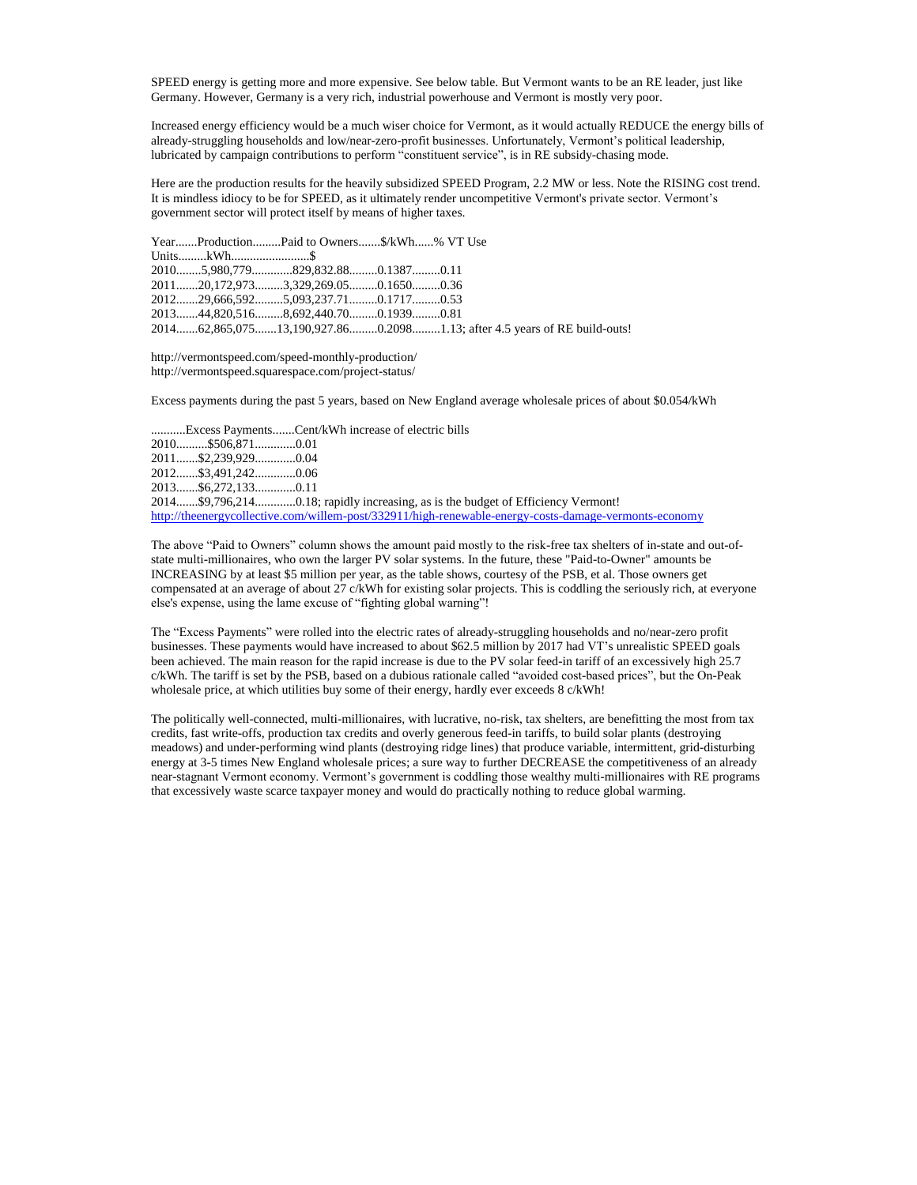SPEED energy is getting more and more expensive. See below table. But Vermont wants to be an RE leader, just like Germany. However, Germany is a very rich, industrial powerhouse and Vermont is mostly very poor.

Increased energy efficiency would be a much wiser choice for Vermont, as it would actually REDUCE the energy bills of already-struggling households and low/near-zero-profit businesses. Unfortunately, Vermont's political leadership, lubricated by campaign contributions to perform "constituent service", is in RE subsidy-chasing mode.

Here are the production results for the heavily subsidized SPEED Program, 2.2 MW or less. Note the RISING cost trend. It is mindless idiocy to be for SPEED, as it ultimately render uncompetitive Vermont's private sector. Vermont's government sector will protect itself by means of higher taxes.

| Year | Production | Paid to Owners | $/kWh | % VT Use |
|---|---|---|---|---|
| Units | kWh | $ | | |
| 2010 | 5,980,779 | 829,832.88 | 0.1387 | 0.11 |
| 2011 | 20,172,973 | 3,329,269.05 | 0.1650 | 0.36 |
| 2012 | 29,666,592 | 5,093,237.71 | 0.1717 | 0.53 |
| 2013 | 44,820,516 | 8,692,440.70 | 0.1939 | 0.81 |
| 2014 | 62,865,075 | 13,190,927.86 | 0.2098 | 1.13; after 4.5 years of RE build-outs! |

http://vermontspeed.com/speed-monthly-production/
http://vermontspeed.squarespace.com/project-status/

Excess payments during the past 5 years, based on New England average wholesale prices of about $0.054/kWh

| | Excess Payments | Cent/kWh increase of electric bills |
|---|---|---|
| 2010 | $506,871 | 0.01 |
| 2011 | $2,239,929 | 0.04 |
| 2012 | $3,491,242 | 0.06 |
| 2013 | $6,272,133 | 0.11 |
| 2014 | $9,796,214 | 0.18; rapidly increasing, as is the budget of Efficiency Vermont! |

http://theenergycollective.com/willem-post/332911/high-renewable-energy-costs-damage-vermonts-economy

The above "Paid to Owners" column shows the amount paid mostly to the risk-free tax shelters of in-state and out-of-state multi-millionaires, who own the larger PV solar systems. In the future, these "Paid-to-Owner" amounts be INCREASING by at least $5 million per year, as the table shows, courtesy of the PSB, et al. Those owners get compensated at an average of about 27 c/kWh for existing solar projects. This is coddling the seriously rich, at everyone else's expense, using the lame excuse of "fighting global warning"!

The "Excess Payments" were rolled into the electric rates of already-struggling households and no/near-zero profit businesses. These payments would have increased to about $62.5 million by 2017 had VT's unrealistic SPEED goals been achieved. The main reason for the rapid increase is due to the PV solar feed-in tariff of an excessively high 25.7 c/kWh. The tariff is set by the PSB, based on a dubious rationale called "avoided cost-based prices", but the On-Peak wholesale price, at which utilities buy some of their energy, hardly ever exceeds 8 c/kWh!

The politically well-connected, multi-millionaires, with lucrative, no-risk, tax shelters, are benefitting the most from tax credits, fast write-offs, production tax credits and overly generous feed-in tariffs, to build solar plants (destroying meadows) and under-performing wind plants (destroying ridge lines) that produce variable, intermittent, grid-disturbing energy at 3-5 times New England wholesale prices; a sure way to further DECREASE the competitiveness of an already near-stagnant Vermont economy. Vermont's government is coddling those wealthy multi-millionaires with RE programs that excessively waste scarce taxpayer money and would do practically nothing to reduce global warming.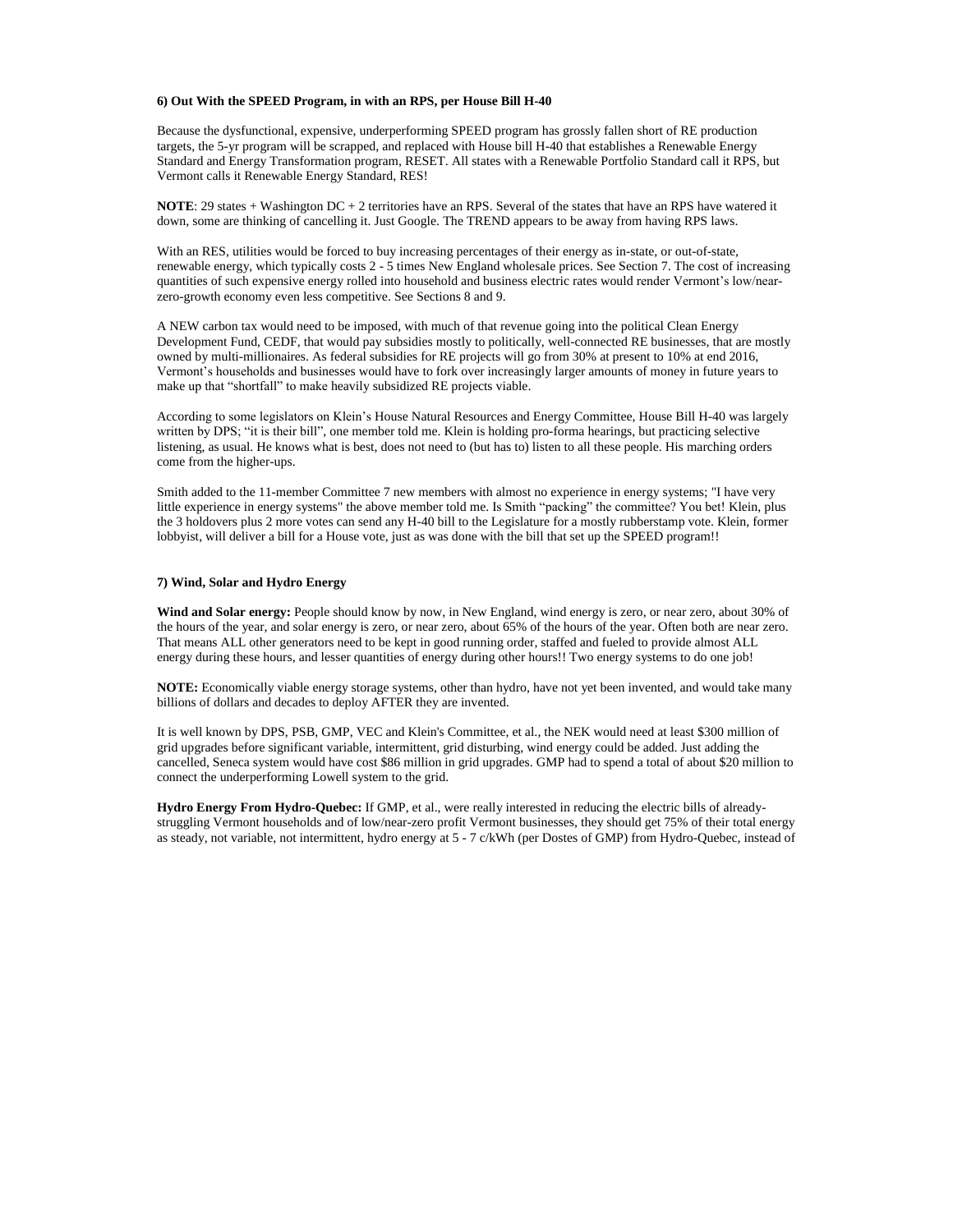#### 6) Out With the SPEED Program, in with an RPS, per House Bill H-40

Because the dysfunctional, expensive, underperforming SPEED program has grossly fallen short of RE production targets, the 5-yr program will be scrapped, and replaced with House bill H-40 that establishes a Renewable Energy Standard and Energy Transformation program, RESET. All states with a Renewable Portfolio Standard call it RPS, but Vermont calls it Renewable Energy Standard, RES!

**NOTE**: 29 states + Washington DC + 2 territories have an RPS. Several of the states that have an RPS have watered it down, some are thinking of cancelling it. Just Google. The TREND appears to be away from having RPS laws.

With an RES, utilities would be forced to buy increasing percentages of their energy as in-state, or out-of-state, renewable energy, which typically costs 2 - 5 times New England wholesale prices. See Section 7. The cost of increasing quantities of such expensive energy rolled into household and business electric rates would render Vermont's low/near-zero-growth economy even less competitive. See Sections 8 and 9.

A NEW carbon tax would need to be imposed, with much of that revenue going into the political Clean Energy Development Fund, CEDF, that would pay subsidies mostly to politically, well-connected RE businesses, that are mostly owned by multi-millionaires. As federal subsidies for RE projects will go from 30% at present to 10% at end 2016, Vermont's households and businesses would have to fork over increasingly larger amounts of money in future years to make up that "shortfall" to make heavily subsidized RE projects viable.

According to some legislators on Klein's House Natural Resources and Energy Committee, House Bill H-40 was largely written by DPS; "it is their bill", one member told me. Klein is holding pro-forma hearings, but practicing selective listening, as usual. He knows what is best, does not need to (but has to) listen to all these people. His marching orders come from the higher-ups.

Smith added to the 11-member Committee 7 new members with almost no experience in energy systems; "I have very little experience in energy systems" the above member told me. Is Smith "packing" the committee? You bet! Klein, plus the 3 holdovers plus 2 more votes can send any H-40 bill to the Legislature for a mostly rubberstamp vote. Klein, former lobbyist, will deliver a bill for a House vote, just as was done with the bill that set up the SPEED program!!

#### 7) Wind, Solar and Hydro Energy

**Wind and Solar energy:** People should know by now, in New England, wind energy is zero, or near zero, about 30% of the hours of the year, and solar energy is zero, or near zero, about 65% of the hours of the year. Often both are near zero. That means ALL other generators need to be kept in good running order, staffed and fueled to provide almost ALL energy during these hours, and lesser quantities of energy during other hours!! Two energy systems to do one job!

**NOTE:** Economically viable energy storage systems, other than hydro, have not yet been invented, and would take many billions of dollars and decades to deploy AFTER they are invented.

It is well known by DPS, PSB, GMP, VEC and Klein's Committee, et al., the NEK would need at least $300 million of grid upgrades before significant variable, intermittent, grid disturbing, wind energy could be added. Just adding the cancelled, Seneca system would have cost $86 million in grid upgrades. GMP had to spend a total of about $20 million to connect the underperforming Lowell system to the grid.

**Hydro Energy From Hydro-Quebec:** If GMP, et al., were really interested in reducing the electric bills of already-struggling Vermont households and of low/near-zero profit Vermont businesses, they should get 75% of their total energy as steady, not variable, not intermittent, hydro energy at 5 - 7 c/kWh (per Dostes of GMP) from Hydro-Quebec, instead of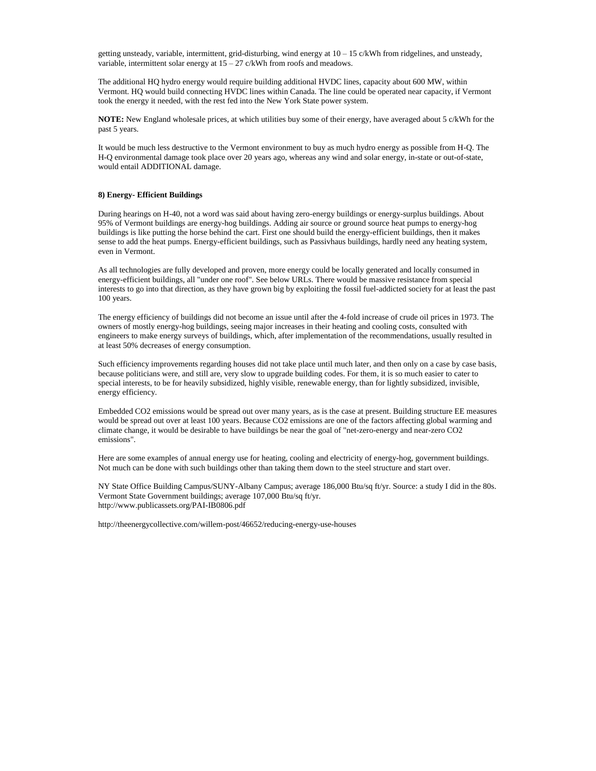getting unsteady, variable, intermittent, grid-disturbing, wind energy at 10 – 15 c/kWh from ridgelines, and unsteady, variable, intermittent solar energy at 15 – 27 c/kWh from roofs and meadows.

The additional HQ hydro energy would require building additional HVDC lines, capacity about 600 MW, within Vermont. HQ would build connecting HVDC lines within Canada. The line could be operated near capacity, if Vermont took the energy it needed, with the rest fed into the New York State power system.

**NOTE:** New England wholesale prices, at which utilities buy some of their energy, have averaged about 5 c/kWh for the past 5 years.

It would be much less destructive to the Vermont environment to buy as much hydro energy as possible from H-Q. The H-Q environmental damage took place over 20 years ago, whereas any wind and solar energy, in-state or out-of-state, would entail ADDITIONAL damage.

**8) Energy- Efficient Buildings**

During hearings on H-40, not a word was said about having zero-energy buildings or energy-surplus buildings. About 95% of Vermont buildings are energy-hog buildings. Adding air source or ground source heat pumps to energy-hog buildings is like putting the horse behind the cart. First one should build the energy-efficient buildings, then it makes sense to add the heat pumps. Energy-efficient buildings, such as Passivhaus buildings, hardly need any heating system, even in Vermont.

As all technologies are fully developed and proven, more energy could be locally generated and locally consumed in energy-efficient buildings, all "under one roof". See below URLs. There would be massive resistance from special interests to go into that direction, as they have grown big by exploiting the fossil fuel-addicted society for at least the past 100 years.

The energy efficiency of buildings did not become an issue until after the 4-fold increase of crude oil prices in 1973. The owners of mostly energy-hog buildings, seeing major increases in their heating and cooling costs, consulted with engineers to make energy surveys of buildings, which, after implementation of the recommendations, usually resulted in at least 50% decreases of energy consumption.

Such efficiency improvements regarding houses did not take place until much later, and then only on a case by case basis, because politicians were, and still are, very slow to upgrade building codes. For them, it is so much easier to cater to special interests, to be for heavily subsidized, highly visible, renewable energy, than for lightly subsidized, invisible, energy efficiency.

Embedded $CO_2$ emissions would be spread out over many years, as is the case at present. Building structure EE measures would be spread out over at least 100 years. Because $CO_2$ emissions are one of the factors affecting global warming and climate change, it would be desirable to have buildings be near the goal of "net-zero-energy and near-zero $CO_2$ emissions".

Here are some examples of annual energy use for heating, cooling and electricity of energy-hog, government buildings. Not much can be done with such buildings other than taking them down to the steel structure and start over.

NY State Office Building Campus/SUNY-Albany Campus; average 186,000 Btu/sq ft/yr. Source: a study I did in the 80s.
Vermont State Government buildings; average 107,000 Btu/sq ft/yr.
http://www.publicassets.org/PAI-IB0806.pdf

http://theenergycollective.com/willem-post/46652/reducing-energy-use-houses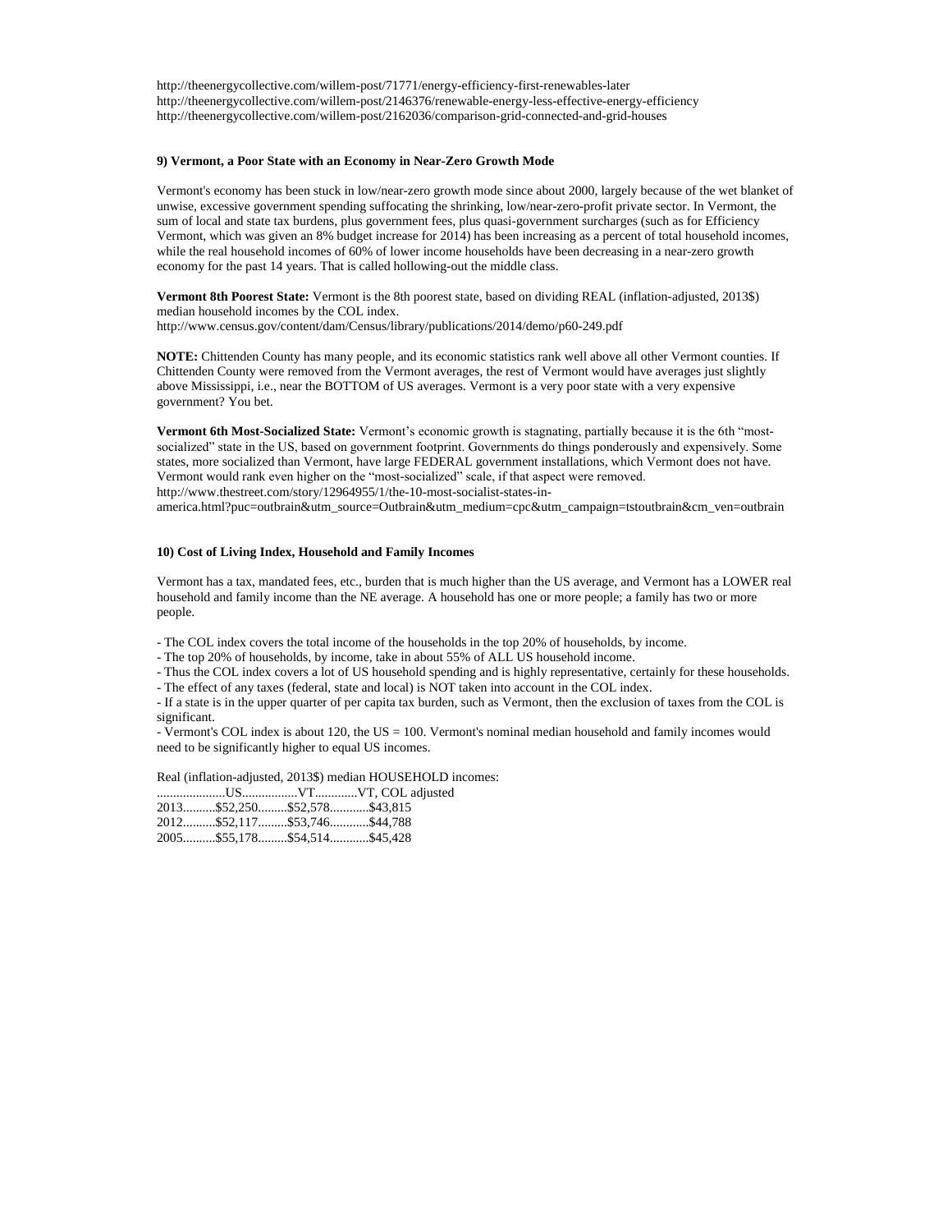http://theenergycollective.com/willem-post/71771/energy-efficiency-first-renewables-later
http://theenergycollective.com/willem-post/2146376/renewable-energy-less-effective-energy-efficiency
http://theenergycollective.com/willem-post/2162036/comparison-grid-connected-and-grid-houses

### 9) Vermont, a Poor State with an Economy in Near-Zero Growth Mode

Vermont's economy has been stuck in low/near-zero growth mode since about 2000, largely because of the wet blanket of unwise, excessive government spending suffocating the shrinking, low/near-zero-profit private sector. In Vermont, the sum of local and state tax burdens, plus government fees, plus quasi-government surcharges (such as for Efficiency Vermont, which was given an 8% budget increase for 2014) has been increasing as a percent of total household incomes, while the real household incomes of 60% of lower income households have been decreasing in a near-zero growth economy for the past 14 years. That is called hollowing-out the middle class.

**Vermont 8th Poorest State:** Vermont is the 8th poorest state, based on dividing REAL (inflation-adjusted, 2013$) median household incomes by the COL index.
http://www.census.gov/content/dam/Census/library/publications/2014/demo/p60-249.pdf

**NOTE:** Chittenden County has many people, and its economic statistics rank well above all other Vermont counties. If Chittenden County were removed from the Vermont averages, the rest of Vermont would have averages just slightly above Mississippi, i.e., near the BOTTOM of US averages. Vermont is a very poor state with a very expensive government? You bet.

**Vermont 6th Most-Socialized State:** Vermont's economic growth is stagnating, partially because it is the 6th "most-socialized" state in the US, based on government footprint. Governments do things ponderously and expensively. Some states, more socialized than Vermont, have large FEDERAL government installations, which Vermont does not have. Vermont would rank even higher on the "most-socialized" scale, if that aspect were removed.
http://www.thestreet.com/story/12964955/1/the-10-most-socialist-states-in-america.html?puc=outbrain&utm_source=Outbrain&utm_medium=cpc&utm_campaign=tstoutbrain&cm_ven=outbrain

### 10) Cost of Living Index, Household and Family Incomes

Vermont has a tax, mandated fees, etc., burden that is much higher than the US average, and Vermont has a LOWER real household and family income than the NE average. A household has one or more people; a family has two or more people.

- The COL index covers the total income of the households in the top 20% of households, by income.
- The top 20% of households, by income, take in about 55% of ALL US household income.
- Thus the COL index covers a lot of US household spending and is highly representative, certainly for these households.
- The effect of any taxes (federal, state and local) is NOT taken into account in the COL index.
- If a state is in the upper quarter of per capita tax burden, such as Vermont, then the exclusion of taxes from the COL is significant.
- Vermont's COL index is about 120, the US = 100. Vermont's nominal median household and family incomes would need to be significantly higher to equal US incomes.

Real (inflation-adjusted, 2013$) median HOUSEHOLD incomes:

| | US | VT | VT, COL adjusted |
|---|---|---|---|
| 2013 | $52,250 | $52,578 | $43,815 |
| 2012 | $52,117 | $53,746 | $44,788 |
| 2005 | $55,178 | $54,514 | $45,428 |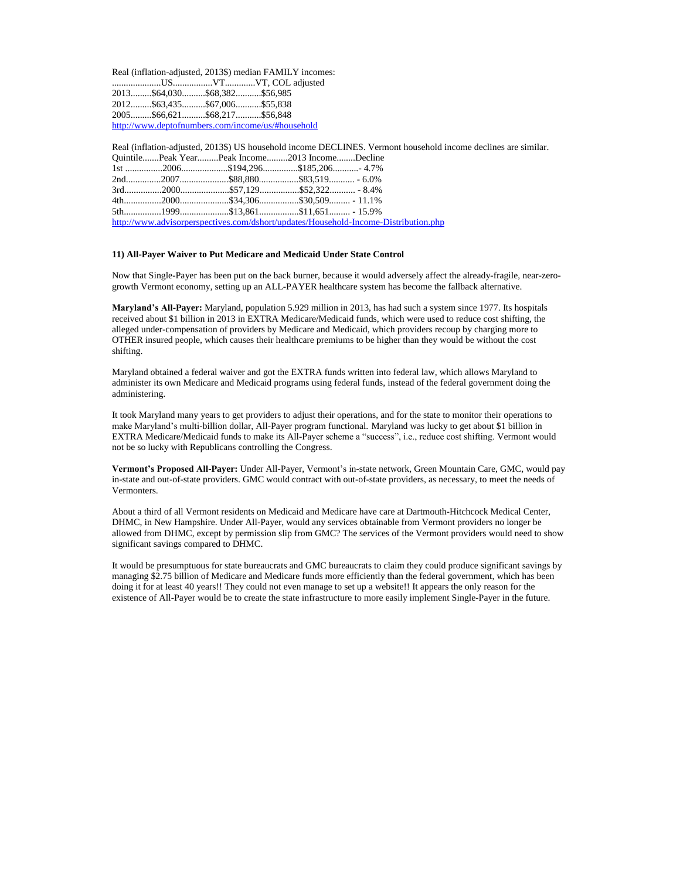Real (inflation-adjusted, 2013$) median FAMILY incomes:

| | US | VT | VT, COL adjusted |
|---|---|---|---|
| 2013 | $64,030 | $68,382 | $56,985 |
| 2012 | $63,435 | $67,006 | $55,838 |
| 2005 | $66,621 | $68,217 | $56,848 |

http://www.deptofnumbers.com/income/us/#household

Real (inflation-adjusted, 2013$) US household income DECLINES. Vermont household income declines are similar.

| Quintile | Peak Year | Peak Income | 2013 Income | Decline |
|---|---|---|---|---|
| 1st | 2006 | $194,296 | $185,206 | - 4.7% |
| 2nd | 2007 | $88,880 | $83,519 | - 6.0% |
| 3rd | 2000 | $57,129 | $52,322 | - 8.4% |
| 4th | 2000 | $34,306 | $30,509 | - 11.1% |
| 5th | 1999 | $13,861 | $11,651 | - 15.9% |

http://www.advisorperspectives.com/dshort/updates/Household-Income-Distribution.php

**11) All-Payer Waiver to Put Medicare and Medicaid Under State Control**

Now that Single-Payer has been put on the back burner, because it would adversely affect the already-fragile, near-zero-growth Vermont economy, setting up an ALL-PAYER healthcare system has become the fallback alternative.

**Maryland's All-Payer:** Maryland, population 5.929 million in 2013, has had such a system since 1977. Its hospitals received about $1 billion in 2013 in EXTRA Medicare/Medicaid funds, which were used to reduce cost shifting, the alleged under-compensation of providers by Medicare and Medicaid, which providers recoup by charging more to OTHER insured people, which causes their healthcare premiums to be higher than they would be without the cost shifting.

Maryland obtained a federal waiver and got the EXTRA funds written into federal law, which allows Maryland to administer its own Medicare and Medicaid programs using federal funds, instead of the federal government doing the administering.

It took Maryland many years to get providers to adjust their operations, and for the state to monitor their operations to make Maryland's multi-billion dollar, All-Payer program functional. Maryland was lucky to get about $1 billion in EXTRA Medicare/Medicaid funds to make its All-Payer scheme a "success", i.e., reduce cost shifting. Vermont would not be so lucky with Republicans controlling the Congress.

**Vermont's Proposed All-Payer:** Under All-Payer, Vermont's in-state network, Green Mountain Care, GMC, would pay in-state and out-of-state providers. GMC would contract with out-of-state providers, as necessary, to meet the needs of Vermonters.

About a third of all Vermont residents on Medicaid and Medicare have care at Dartmouth-Hitchcock Medical Center, DHMC, in New Hampshire. Under All-Payer, would any services obtainable from Vermont providers no longer be allowed from DHMC, except by permission slip from GMC? The services of the Vermont providers would need to show significant savings compared to DHMC.

It would be presumptuous for state bureaucrats and GMC bureaucrats to claim they could produce significant savings by managing $2.75 billion of Medicare and Medicare funds more efficiently than the federal government, which has been doing it for at least 40 years!! They could not even manage to set up a website!! It appears the only reason for the existence of All-Payer would be to create the state infrastructure to more easily implement Single-Payer in the future.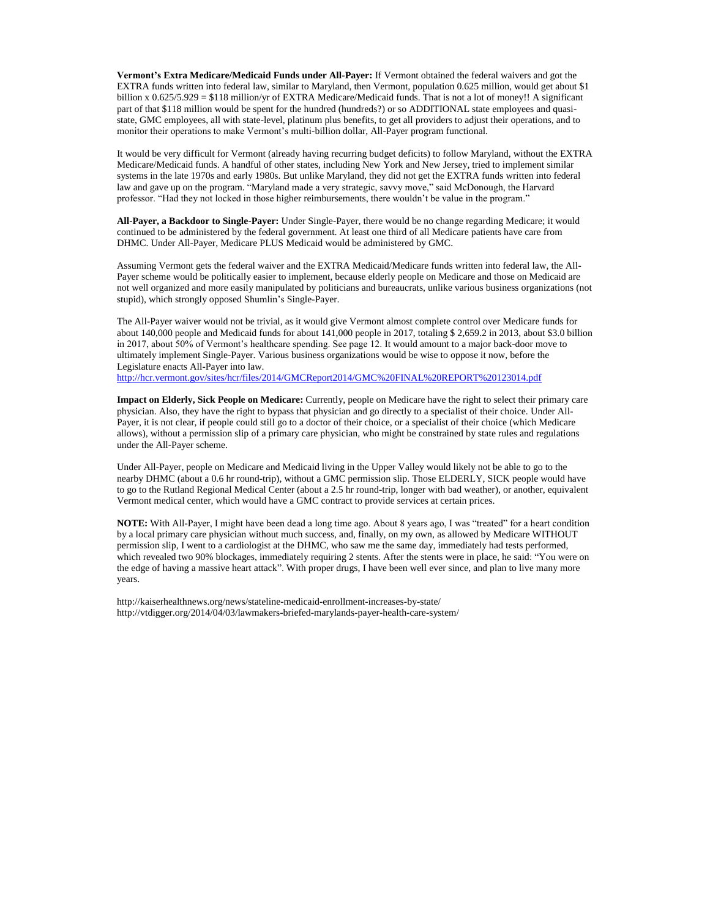**Vermont's Extra Medicare/Medicaid Funds under All-Payer:** If Vermont obtained the federal waivers and got the EXTRA funds written into federal law, similar to Maryland, then Vermont, population 0.625 million, would get about $1 billion x 0.625/5.929 = $118 million/yr of EXTRA Medicare/Medicaid funds. That is not a lot of money!! A significant part of that $118 million would be spent for the hundred (hundreds?) or so ADDITIONAL state employees and quasi-state, GMC employees, all with state-level, platinum plus benefits, to get all providers to adjust their operations, and to monitor their operations to make Vermont's multi-billion dollar, All-Payer program functional.

It would be very difficult for Vermont (already having recurring budget deficits) to follow Maryland, without the EXTRA Medicare/Medicaid funds. A handful of other states, including New York and New Jersey, tried to implement similar systems in the late 1970s and early 1980s. But unlike Maryland, they did not get the EXTRA funds written into federal law and gave up on the program. "Maryland made a very strategic, savvy move," said McDonough, the Harvard professor. "Had they not locked in those higher reimbursements, there wouldn't be value in the program."

**All-Payer, a Backdoor to Single-Payer:** Under Single-Payer, there would be no change regarding Medicare; it would continued to be administered by the federal government. At least one third of all Medicare patients have care from DHMC. Under All-Payer, Medicare PLUS Medicaid would be administered by GMC.

Assuming Vermont gets the federal waiver and the EXTRA Medicaid/Medicare funds written into federal law, the All-Payer scheme would be politically easier to implement, because elderly people on Medicare and those on Medicaid are not well organized and more easily manipulated by politicians and bureaucrats, unlike various business organizations (not stupid), which strongly opposed Shumlin's Single-Payer.

The All-Payer waiver would not be trivial, as it would give Vermont almost complete control over Medicare funds for about 140,000 people and Medicaid funds for about 141,000 people in 2017, totaling $ 2,659.2 in 2013, about $3.0 billion in 2017, about 50% of Vermont's healthcare spending. See page 12. It would amount to a major back-door move to ultimately implement Single-Payer. Various business organizations would be wise to oppose it now, before the Legislature enacts All-Payer into law.
http://hcr.vermont.gov/sites/hcr/files/2014/GMCReport2014/GMC%20FINAL%20REPORT%20123014.pdf

**Impact on Elderly, Sick People on Medicare:** Currently, people on Medicare have the right to select their primary care physician. Also, they have the right to bypass that physician and go directly to a specialist of their choice. Under All-Payer, it is not clear, if people could still go to a doctor of their choice, or a specialist of their choice (which Medicare allows), without a permission slip of a primary care physician, who might be constrained by state rules and regulations under the All-Payer scheme.

Under All-Payer, people on Medicare and Medicaid living in the Upper Valley would likely not be able to go to the nearby DHMC (about a 0.6 hr round-trip), without a GMC permission slip. Those ELDERLY, SICK people would have to go to the Rutland Regional Medical Center (about a 2.5 hr round-trip, longer with bad weather), or another, equivalent Vermont medical center, which would have a GMC contract to provide services at certain prices.

**NOTE:** With All-Payer, I might have been dead a long time ago. About 8 years ago, I was "treated" for a heart condition by a local primary care physician without much success, and, finally, on my own, as allowed by Medicare WITHOUT permission slip, I went to a cardiologist at the DHMC, who saw me the same day, immediately had tests performed, which revealed two 90% blockages, immediately requiring 2 stents. After the stents were in place, he said: "You were on the edge of having a massive heart attack". With proper drugs, I have been well ever since, and plan to live many more years.

http://kaiserhealthnews.org/news/stateline-medicaid-enrollment-increases-by-state/
http://vtdigger.org/2014/04/03/lawmakers-briefed-marylands-payer-health-care-system/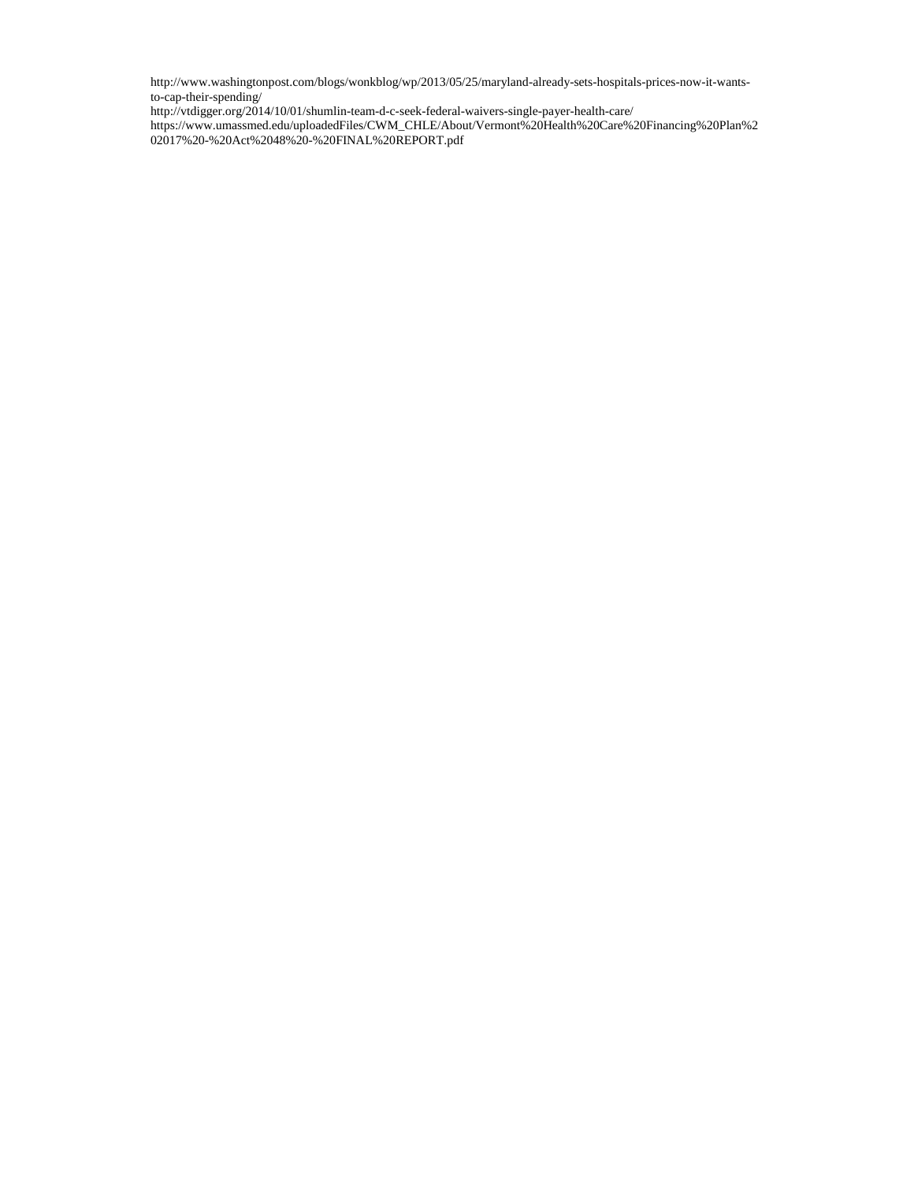http://www.washingtonpost.com/blogs/wonkblog/wp/2013/05/25/maryland-already-sets-hospitals-prices-now-it-wants-to-cap-their-spending/

http://vtdigger.org/2014/10/01/shumlin-team-d-c-seek-federal-waivers-single-payer-health-care/

https://www.umassmed.edu/uploadedFiles/CWM_CHLE/About/Vermont%20Health%20Care%20Financing%20Plan%202017%20-%20Act%2048%20-%20FINAL%20REPORT.pdf